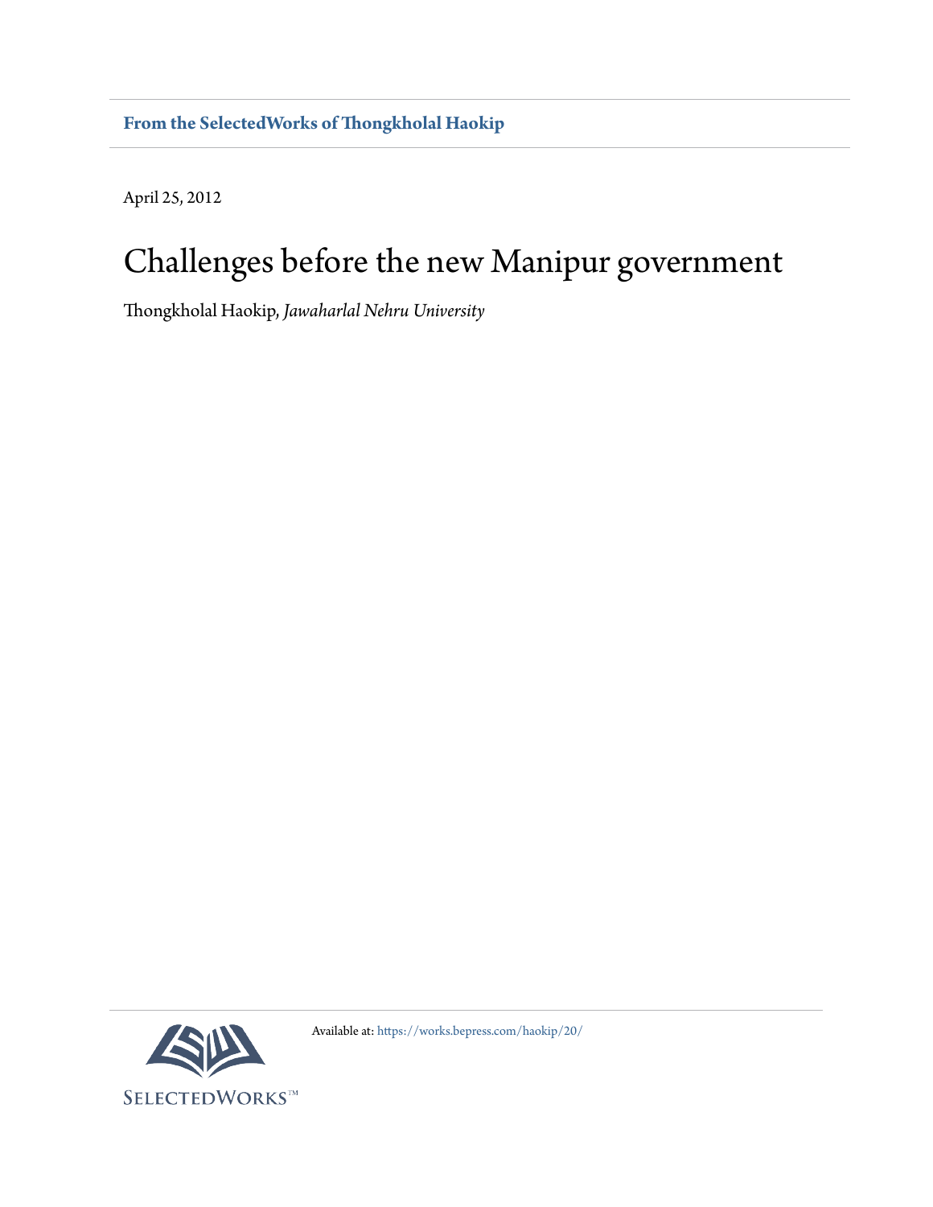**From the SelectedWorks of Thongkholal Haokip**

April 25, 2012

# Challenges before the new Manipur government

Thongkholal Haokip, *Jawaharlal Nehru University*

Available at: https://works.bepress.com/haokip/20/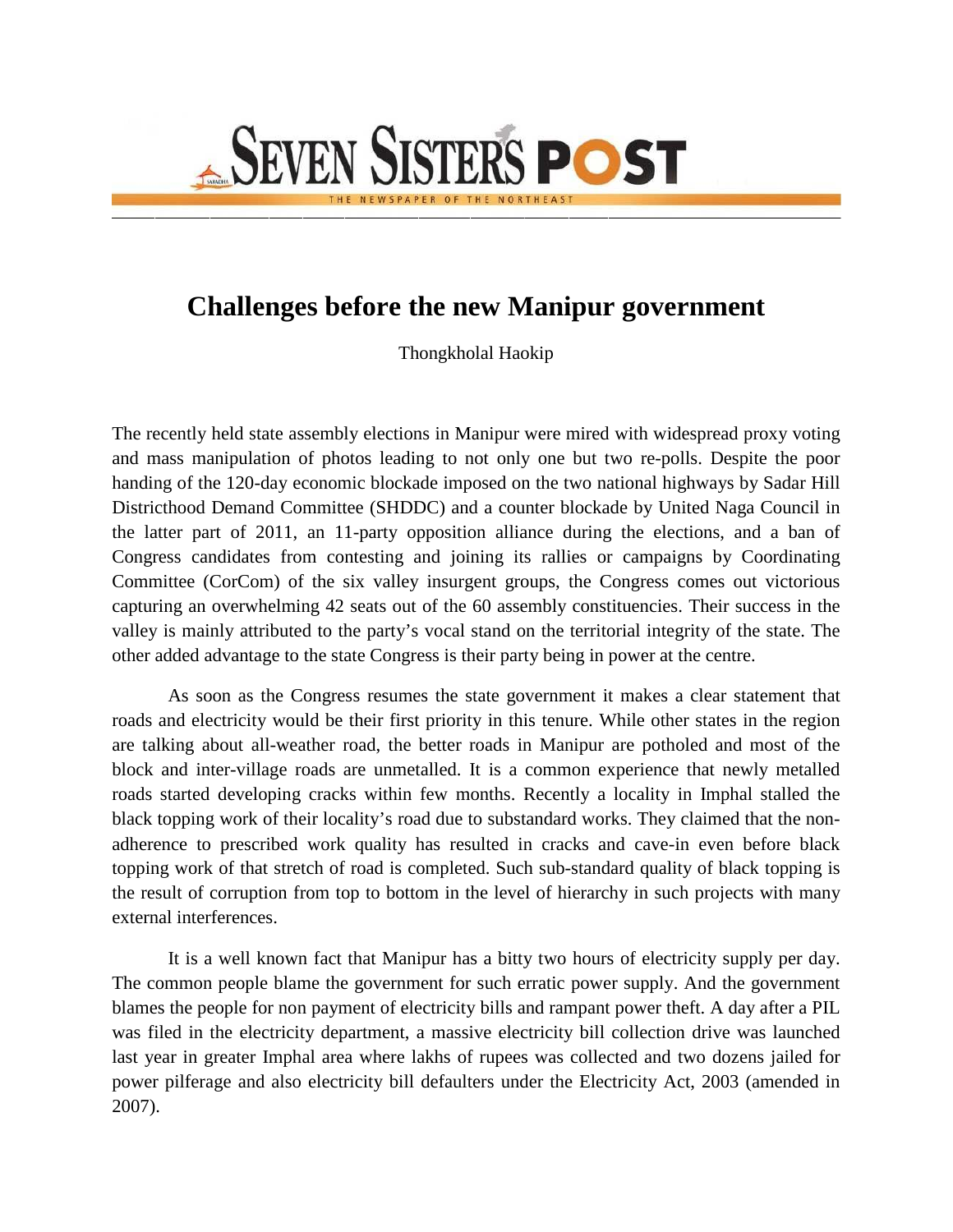# Challenges before the new Manipur government

Thongkholal Haokip

The recently held state assembly elections in Manipur were mired with widespread proxy voting and mass manipulation of photos leading to not only one but two re-polls. Despite the poor handing of the 120-day economic blockade imposed on the two national highways by Sadar Hill Districthood Demand Committee (SHDDC) and a counter blockade by United Naga Council in the latter part of 2011, an 11-party opposition alliance during the elections, and a ban of Congress candidates from contesting and joining its rallies or campaigns by Coordinating Committee (CorCom) of the six valley insurgent groups, the Congress comes out victorious capturing an overwhelming 42 seats out of the 60 assembly constituencies. Their success in the valley is mainly attributed to the party's vocal stand on the territorial integrity of the state. The other added advantage to the state Congress is their party being in power at the centre.

As soon as the Congress resumes the state government it makes a clear statement that roads and electricity would be their first priority in this tenure. While other states in the region are talking about all-weather road, the better roads in Manipur are potholed and most of the block and inter-village roads are unmetalled. It is a common experience that newly metalled roads started developing cracks within few months. Recently a locality in Imphal stalled the black topping work of their locality's road due to substandard works. They claimed that the non-adherence to prescribed work quality has resulted in cracks and cave-in even before black topping work of that stretch of road is completed. Such sub-standard quality of black topping is the result of corruption from top to bottom in the level of hierarchy in such projects with many external interferences.

It is a well known fact that Manipur has a bitty two hours of electricity supply per day. The common people blame the government for such erratic power supply. And the government blames the people for non payment of electricity bills and rampant power theft. A day after a PIL was filed in the electricity department, a massive electricity bill collection drive was launched last year in greater Imphal area where lakhs of rupees was collected and two dozens jailed for power pilferage and also electricity bill defaulters under the Electricity Act, 2003 (amended in 2007).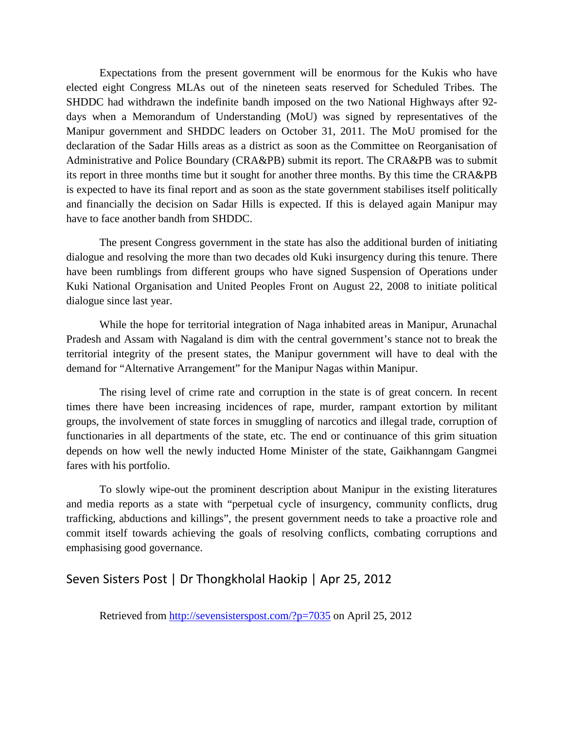Expectations from the present government will be enormous for the Kukis who have elected eight Congress MLAs out of the nineteen seats reserved for Scheduled Tribes. The SHDDC had withdrawn the indefinite bandh imposed on the two National Highways after 92-days when a Memorandum of Understanding (MoU) was signed by representatives of the Manipur government and SHDDC leaders on October 31, 2011. The MoU promised for the declaration of the Sadar Hills areas as a district as soon as the Committee on Reorganisation of Administrative and Police Boundary (CRA&PB) submit its report. The CRA&PB was to submit its report in three months time but it sought for another three months. By this time the CRA&PB is expected to have its final report and as soon as the state government stabilises itself politically and financially the decision on Sadar Hills is expected. If this is delayed again Manipur may have to face another bandh from SHDDC.

The present Congress government in the state has also the additional burden of initiating dialogue and resolving the more than two decades old Kuki insurgency during this tenure. There have been rumblings from different groups who have signed Suspension of Operations under Kuki National Organisation and United Peoples Front on August 22, 2008 to initiate political dialogue since last year.

While the hope for territorial integration of Naga inhabited areas in Manipur, Arunachal Pradesh and Assam with Nagaland is dim with the central government's stance not to break the territorial integrity of the present states, the Manipur government will have to deal with the demand for "Alternative Arrangement" for the Manipur Nagas within Manipur.

The rising level of crime rate and corruption in the state is of great concern. In recent times there have been increasing incidences of rape, murder, rampant extortion by militant groups, the involvement of state forces in smuggling of narcotics and illegal trade, corruption of functionaries in all departments of the state, etc. The end or continuance of this grim situation depends on how well the newly inducted Home Minister of the state, Gaikhanngam Gangmei fares with his portfolio.

To slowly wipe-out the prominent description about Manipur in the existing literatures and media reports as a state with "perpetual cycle of insurgency, community conflicts, drug trafficking, abductions and killings", the present government needs to take a proactive role and commit itself towards achieving the goals of resolving conflicts, combating corruptions and emphasising good governance.

Seven Sisters Post | Dr Thongkholal Haokip | Apr 25, 2012

Retrieved from http://sevensisterspost.com/?p=7035 on April 25, 2012